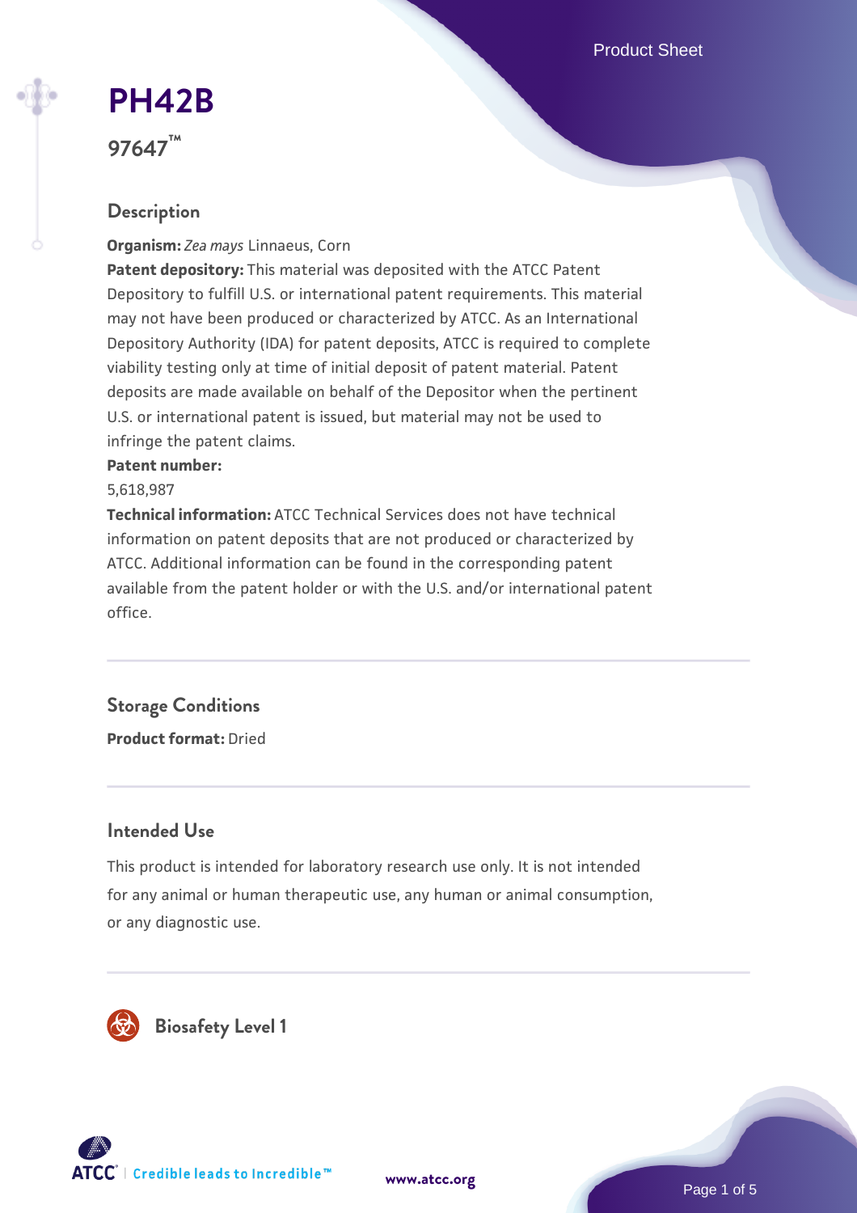# PH42B

97647™

## Description

**Organism:** *Zea mays* Linnaeus, Corn

**Patent depository:** This material was deposited with the ATCC Patent Depository to fulfill U.S. or international patent requirements. This material may not have been produced or characterized by ATCC. As an International Depository Authority (IDA) for patent deposits, ATCC is required to complete viability testing only at time of initial deposit of patent material. Patent deposits are made available on behalf of the Depositor when the pertinent U.S. or international patent is issued, but material may not be used to infringe the patent claims.

**Patent number:**

5,618,987

**Technical information:** ATCC Technical Services does not have technical information on patent deposits that are not produced or characterized by ATCC. Additional information can be found in the corresponding patent available from the patent holder or with the U.S. and/or international patent office.

## Storage Conditions

**Product format:** Dried

## Intended Use

This product is intended for laboratory research use only. It is not intended for any animal or human therapeutic use, any human or animal consumption, or any diagnostic use.

## Biosafety Level 1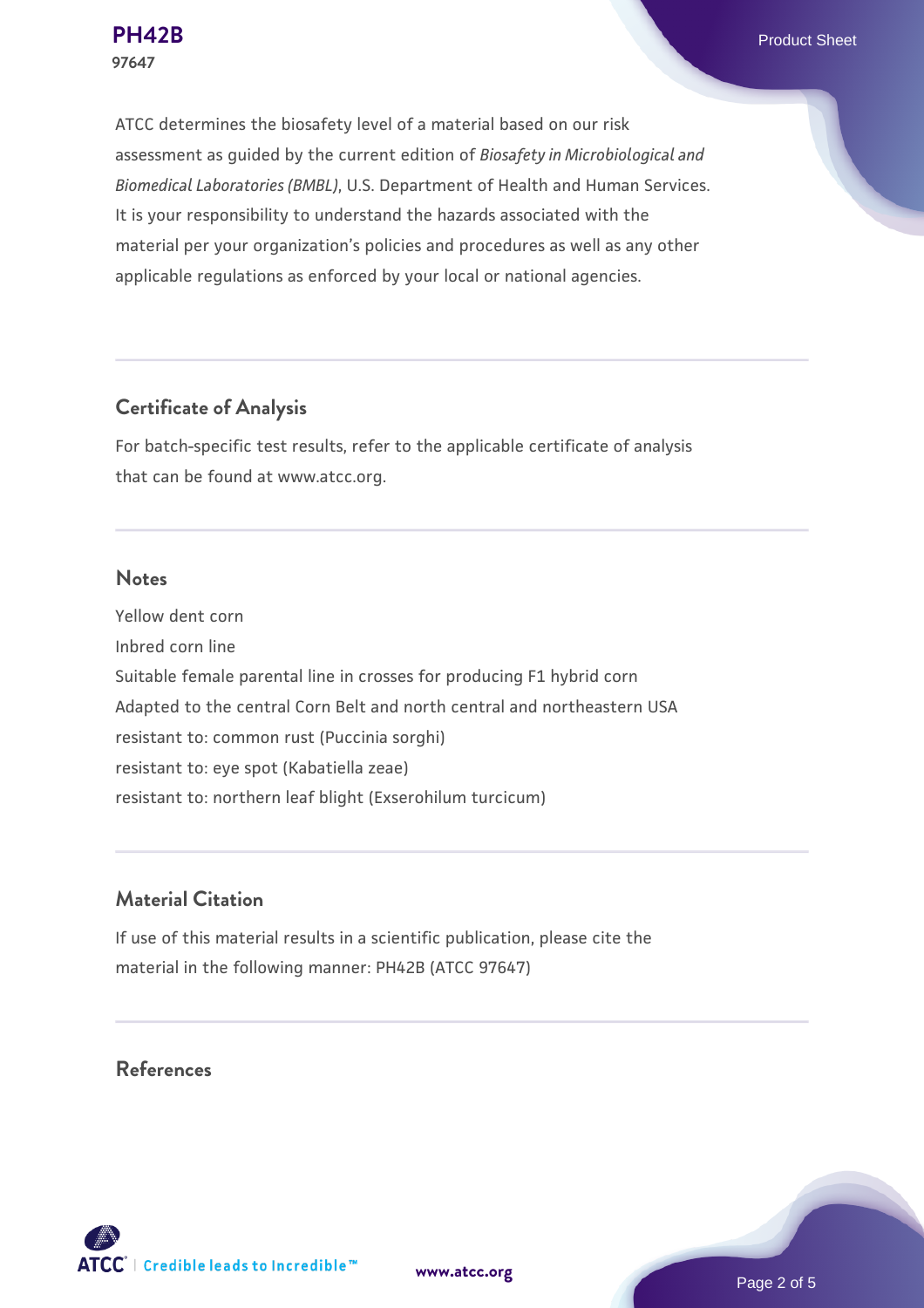ATCC determines the biosafety level of a material based on our risk assessment as guided by the current edition of *Biosafety in Microbiological and Biomedical Laboratories (BMBL)*, U.S. Department of Health and Human Services. It is your responsibility to understand the hazards associated with the material per your organization's policies and procedures as well as any other applicable regulations as enforced by your local or national agencies.

## Certificate of Analysis

For batch-specific test results, refer to the applicable certificate of analysis that can be found at www.atcc.org.

## Notes

Yellow dent corn
Inbred corn line
Suitable female parental line in crosses for producing F1 hybrid corn
Adapted to the central Corn Belt and north central and northeastern USA
resistant to: common rust (Puccinia sorghi)
resistant to: eye spot (Kabatiella zeae)
resistant to: northern leaf blight (Exserohilum turcicum)

## Material Citation

If use of this material results in a scientific publication, please cite the material in the following manner: PH42B (ATCC 97647)

## References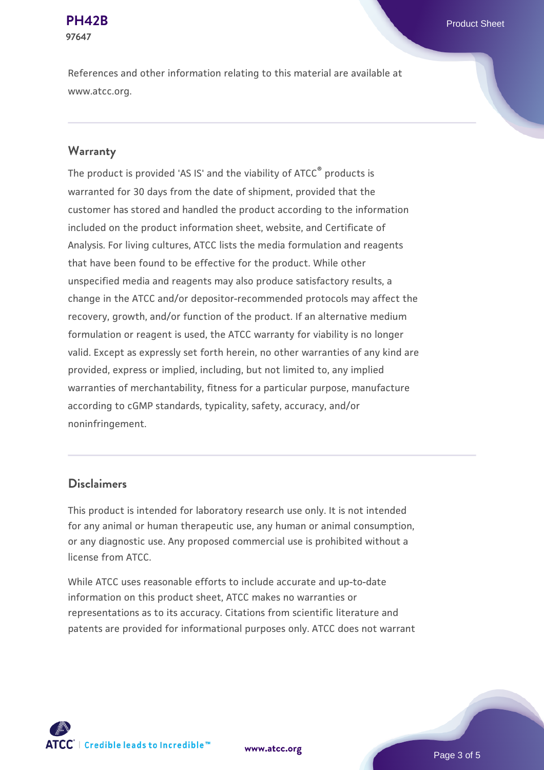References and other information relating to this material are available at www.atcc.org.

## Warranty

The product is provided 'AS IS' and the viability of ATCC® products is warranted for 30 days from the date of shipment, provided that the customer has stored and handled the product according to the information included on the product information sheet, website, and Certificate of Analysis. For living cultures, ATCC lists the media formulation and reagents that have been found to be effective for the product. While other unspecified media and reagents may also produce satisfactory results, a change in the ATCC and/or depositor-recommended protocols may affect the recovery, growth, and/or function of the product. If an alternative medium formulation or reagent is used, the ATCC warranty for viability is no longer valid. Except as expressly set forth herein, no other warranties of any kind are provided, express or implied, including, but not limited to, any implied warranties of merchantability, fitness for a particular purpose, manufacture according to cGMP standards, typicality, safety, accuracy, and/or noninfringement.

## Disclaimers

This product is intended for laboratory research use only. It is not intended for any animal or human therapeutic use, any human or animal consumption, or any diagnostic use. Any proposed commercial use is prohibited without a license from ATCC.

While ATCC uses reasonable efforts to include accurate and up-to-date information on this product sheet, ATCC makes no warranties or representations as to its accuracy. Citations from scientific literature and patents are provided for informational purposes only. ATCC does not warrant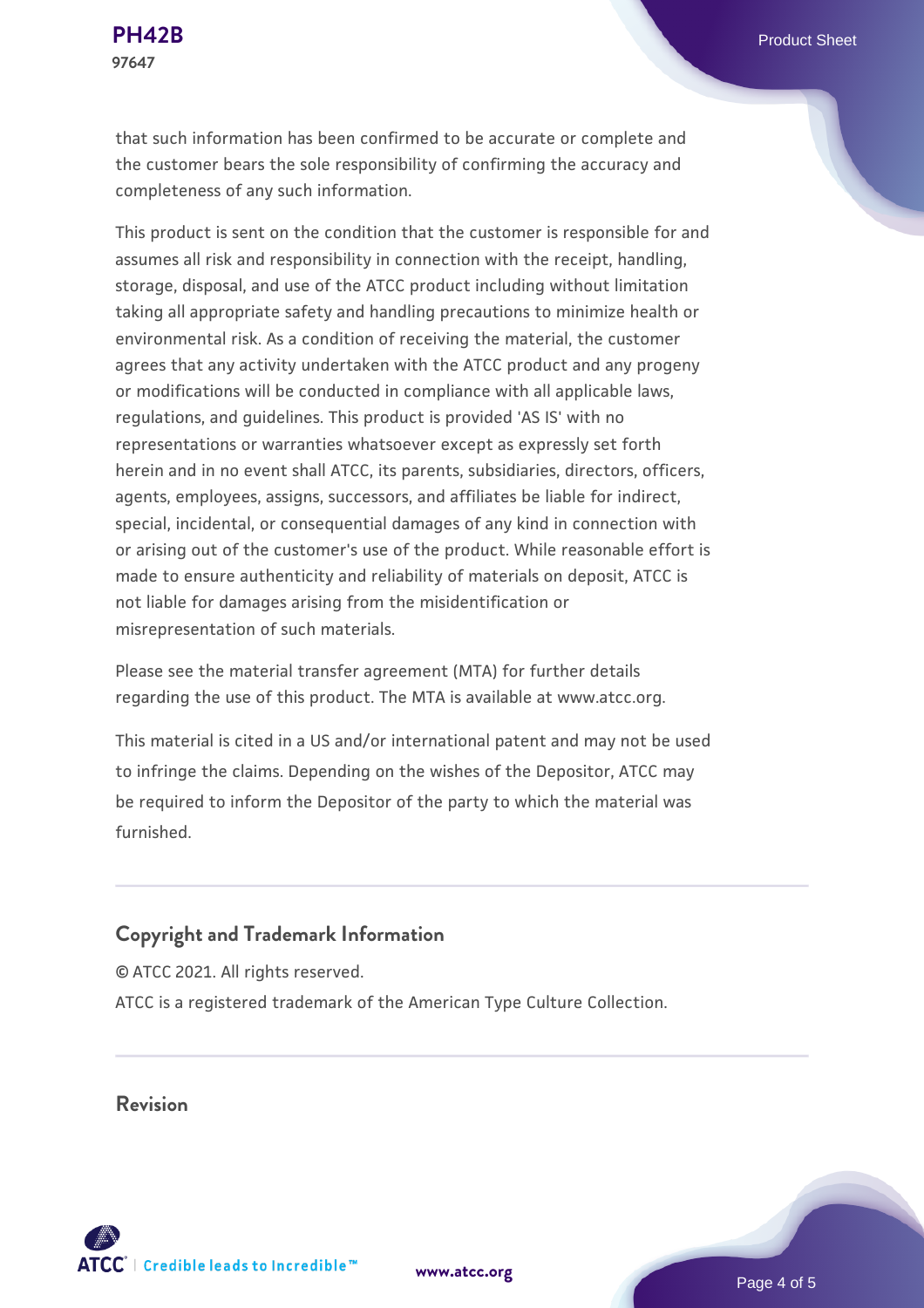that such information has been confirmed to be accurate or complete and the customer bears the sole responsibility of confirming the accuracy and completeness of any such information.

This product is sent on the condition that the customer is responsible for and assumes all risk and responsibility in connection with the receipt, handling, storage, disposal, and use of the ATCC product including without limitation taking all appropriate safety and handling precautions to minimize health or environmental risk. As a condition of receiving the material, the customer agrees that any activity undertaken with the ATCC product and any progeny or modifications will be conducted in compliance with all applicable laws, regulations, and guidelines. This product is provided 'AS IS' with no representations or warranties whatsoever except as expressly set forth herein and in no event shall ATCC, its parents, subsidiaries, directors, officers, agents, employees, assigns, successors, and affiliates be liable for indirect, special, incidental, or consequential damages of any kind in connection with or arising out of the customer's use of the product. While reasonable effort is made to ensure authenticity and reliability of materials on deposit, ATCC is not liable for damages arising from the misidentification or misrepresentation of such materials.

Please see the material transfer agreement (MTA) for further details regarding the use of this product. The MTA is available at www.atcc.org.

This material is cited in a US and/or international patent and may not be used to infringe the claims. Depending on the wishes of the Depositor, ATCC may be required to inform the Depositor of the party to which the material was furnished.

## Copyright and Trademark Information

© ATCC 2021. All rights reserved.

ATCC is a registered trademark of the American Type Culture Collection.

## Revision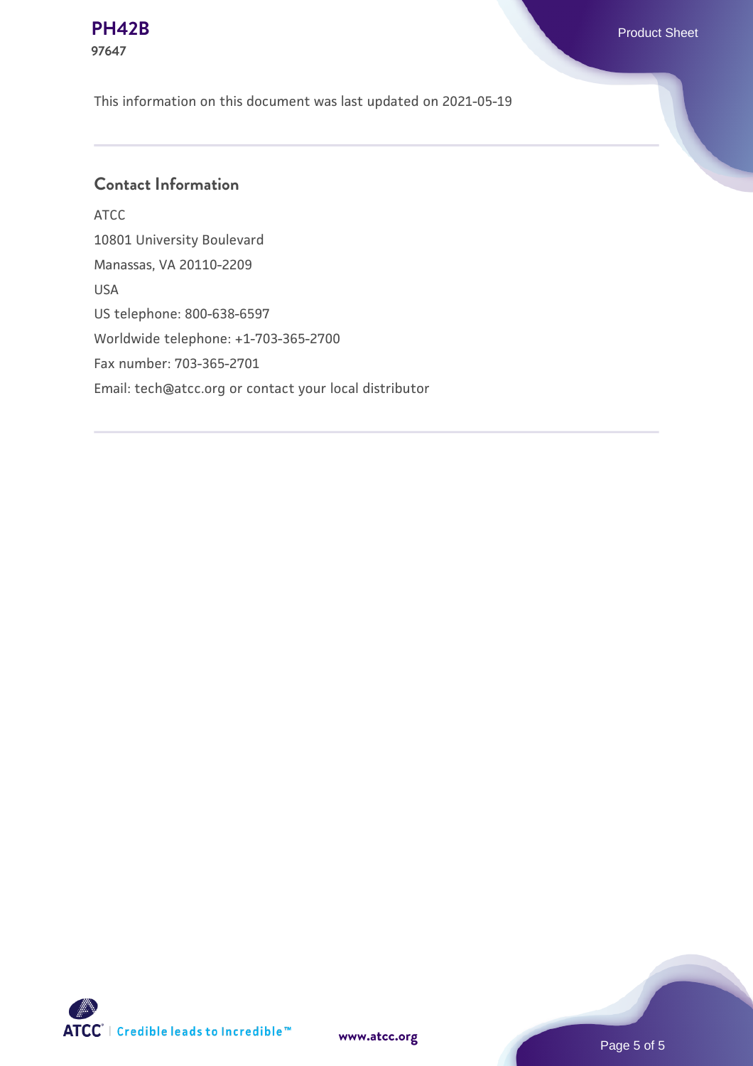This information on this document was last updated on 2021-05-19

## Contact Information

ATCC
10801 University Boulevard
Manassas, VA 20110-2209
USA
US telephone: 800-638-6597
Worldwide telephone: +1-703-365-2700
Fax number: 703-365-2701
Email: tech@atcc.org or contact your local distributor